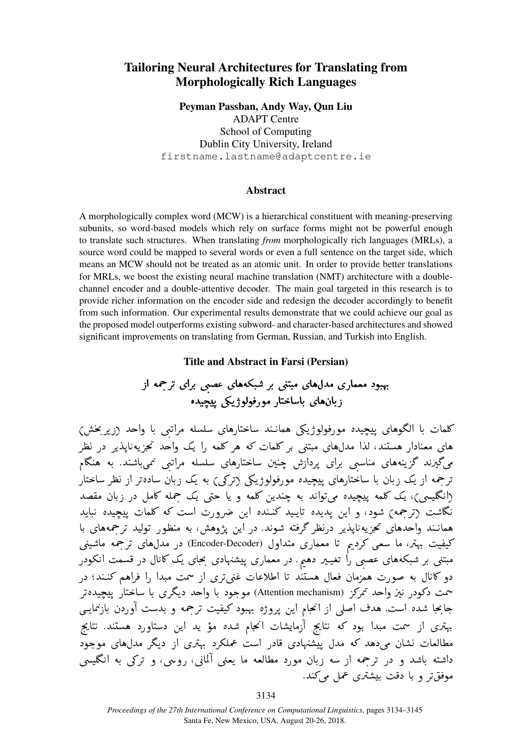# Tailoring Neural Architectures for Translating from Morphologically Rich Languages

**Peyman Passban, Andy Way, Qun Liu**
ADAPT Centre
School of Computing
Dublin City University, Ireland
firstname.lastname@adaptcentre.ie

## Abstract

A morphologically complex word (MCW) is a hierarchical constituent with meaning-preserving subunits, so word-based models which rely on surface forms might not be powerful enough to translate such structures. When translating *from* morphologically rich languages (MRLs), a source word could be mapped to several words or even a full sentence on the target side, which means an MCW should not be treated as an atomic unit. In order to provide better translations for MRLs, we boost the existing neural machine translation (NMT) architecture with a double-channel encoder and a double-attentive decoder. The main goal targeted in this research is to provide richer information on the encoder side and redesign the decoder accordingly to benefit from such information. Our experimental results demonstrate that we could achieve our goal as the proposed model outperforms existing subword- and character-based architectures and showed significant improvements on translating from German, Russian, and Turkish into English.

## Title and Abstract in Farsi (Persian)

### بهبود معماری مدل‌های مبتنی بر شبکه‌های عصبی برای ترجمه از زبان‌های باساختار مورفولوژیکی پیچیده

کلمات با الگوهای پیچیده مورفولوژیکی همانند ساختارهای سلسله مراتبی با واحد (زیربخش) های معنادار هستند، لذا مدل‌های مبتنی بر کلمات که هر کلمه را یک واحد تجزیه‌ناپذیر در نظر می‌گیرند گزینه‌های مناسبی برای پردازش چنین ساختارهای سلسله مراتبی نمی‌باشند. به هنگام ترجمه از یک زبان با ساختارهای پیچیده مورفولوژیکی (ترکی) به یک زبان ساده‌تر از نظر ساختار (انگلیسی)، یک کلمه پیچیده می‌تواند به چندین کلمه و یا حتی یک جمله کامل در زبان مقصد نگاشت (ترجمه) شود، و این پدیده تایید کننده این ضرورت است که کلمات پیچیده نباید همانند واحدهای تجزیه‌ناپذیر درنظر گرفته شوند. در این پژوهش، به منظور تولید ترجمه‌های با کیفیت بهتر، ما سعی کردیم تا معماری متداول (Encoder-Decoder) در مدل‌های ترجمه ماشینی مبتنی بر شبکه‌های عصبی را تغییر دهیم. در معماری پیشنهادی بجای یک کانال در قسمت انکودر دو کانال به صورت همزمان فعال هستند تا اطلاعات غنی‌تری از سمت مبدا را فراهم کنند؛ در سمت دکودر نیز واحد تمرکز (Attention mechanism) موجود با واحد دیگری با ساختار پیچیده‌تر جابجا شده است. هدف اصلی از انجام این پروژه بهبود کیفیت ترجمه و بدست آوردن بازنمایی بهتری از سمت مبدا بود که نتایج آزمایشات انجام شده مؤ ید این دستاورد هستند. نتایج مطالعات نشان می‌دهد که مدل پیشنهادی قادر است عملکرد بهتری از دیگر مدل‌های موجود داشته باشد و در ترجمه از سه زبان مورد مطالعه ما یعنی آلمانی، روسی، و ترکی به انگلیسی موفق‌تر و با دقت بیشتری عمل می‌کند.

*Proceedings of the 27th International Conference on Computational Linguistics*, pages 3134–3145
Santa Fe, New Mexico, USA, August 20-26, 2018.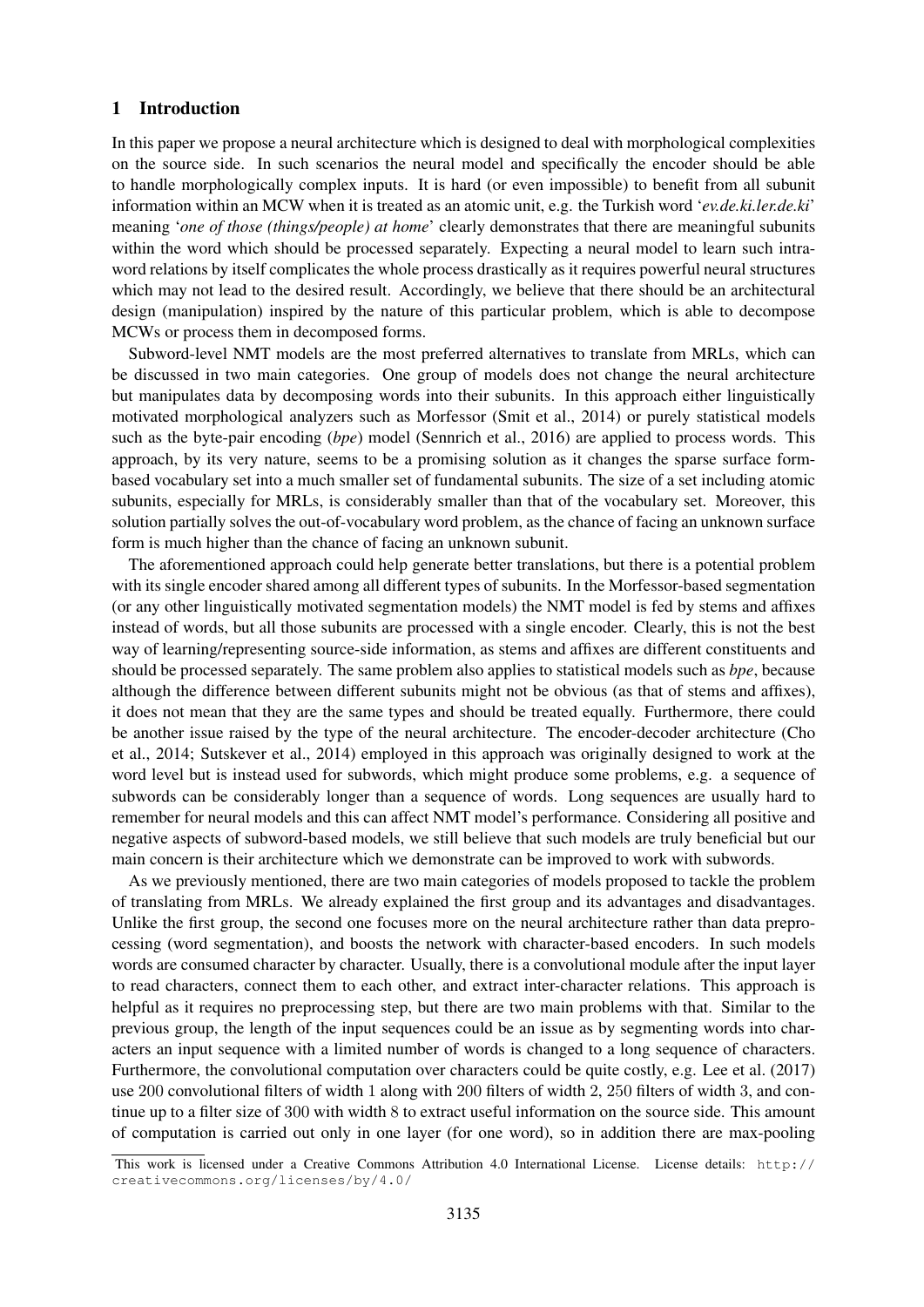## 1 Introduction

In this paper we propose a neural architecture which is designed to deal with morphological complexities on the source side. In such scenarios the neural model and specifically the encoder should be able to handle morphologically complex inputs. It is hard (or even impossible) to benefit from all subunit information within an MCW when it is treated as an atomic unit, e.g. the Turkish word '*ev.de.ki.ler.de.ki*' meaning '*one of those (things/people) at home*' clearly demonstrates that there are meaningful subunits within the word which should be processed separately. Expecting a neural model to learn such intra-word relations by itself complicates the whole process drastically as it requires powerful neural structures which may not lead to the desired result. Accordingly, we believe that there should be an architectural design (manipulation) inspired by the nature of this particular problem, which is able to decompose MCWs or process them in decomposed forms.

Subword-level NMT models are the most preferred alternatives to translate from MRLs, which can be discussed in two main categories. One group of models does not change the neural architecture but manipulates data by decomposing words into their subunits. In this approach either linguistically motivated morphological analyzers such as Morfessor (Smit et al., 2014) or purely statistical models such as the byte-pair encoding (*bpe*) model (Sennrich et al., 2016) are applied to process words. This approach, by its very nature, seems to be a promising solution as it changes the sparse surface form-based vocabulary set into a much smaller set of fundamental subunits. The size of a set including atomic subunits, especially for MRLs, is considerably smaller than that of the vocabulary set. Moreover, this solution partially solves the out-of-vocabulary word problem, as the chance of facing an unknown surface form is much higher than the chance of facing an unknown subunit.

The aforementioned approach could help generate better translations, but there is a potential problem with its single encoder shared among all different types of subunits. In the Morfessor-based segmentation (or any other linguistically motivated segmentation models) the NMT model is fed by stems and affixes instead of words, but all those subunits are processed with a single encoder. Clearly, this is not the best way of learning/representing source-side information, as stems and affixes are different constituents and should be processed separately. The same problem also applies to statistical models such as *bpe*, because although the difference between different subunits might not be obvious (as that of stems and affixes), it does not mean that they are the same types and should be treated equally. Furthermore, there could be another issue raised by the type of the neural architecture. The encoder-decoder architecture (Cho et al., 2014; Sutskever et al., 2014) employed in this approach was originally designed to work at the word level but is instead used for subwords, which might produce some problems, e.g. a sequence of subwords can be considerably longer than a sequence of words. Long sequences are usually hard to remember for neural models and this can affect NMT model's performance. Considering all positive and negative aspects of subword-based models, we still believe that such models are truly beneficial but our main concern is their architecture which we demonstrate can be improved to work with subwords.

As we previously mentioned, there are two main categories of models proposed to tackle the problem of translating from MRLs. We already explained the first group and its advantages and disadvantages. Unlike the first group, the second one focuses more on the neural architecture rather than data preprocessing (word segmentation), and boosts the network with character-based encoders. In such models words are consumed character by character. Usually, there is a convolutional module after the input layer to read characters, connect them to each other, and extract inter-character relations. This approach is helpful as it requires no preprocessing step, but there are two main problems with that. Similar to the previous group, the length of the input sequences could be an issue as by segmenting words into characters an input sequence with a limited number of words is changed to a long sequence of characters. Furthermore, the convolutional computation over characters could be quite costly, e.g. Lee et al. (2017) use 200 convolutional filters of width 1 along with 200 filters of width 2, 250 filters of width 3, and continue up to a filter size of 300 with width 8 to extract useful information on the source side. This amount of computation is carried out only in one layer (for one word), so in addition there are max-pooling

This work is licensed under a Creative Commons Attribution 4.0 International License. License details: http://creativecommons.org/licenses/by/4.0/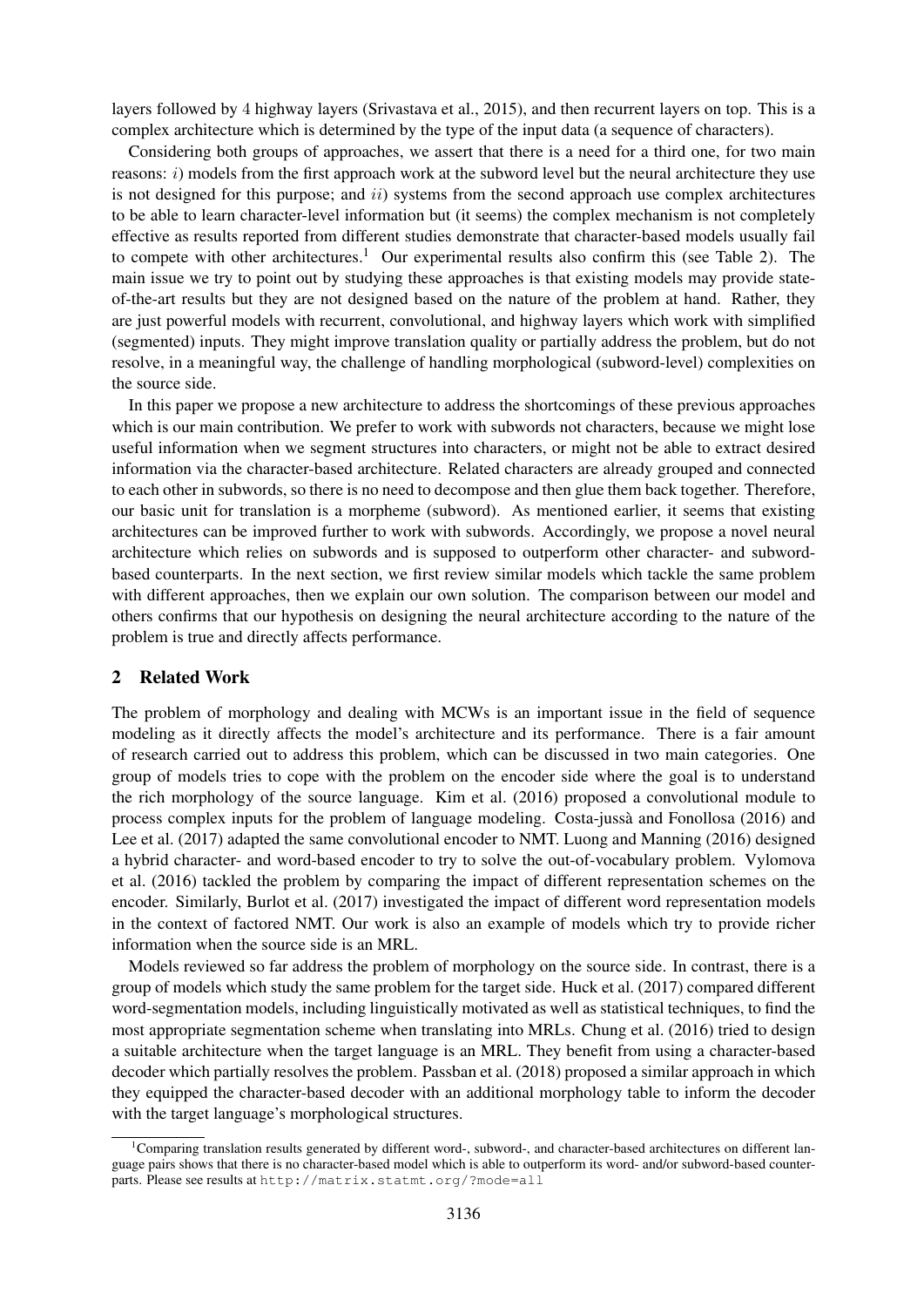layers followed by 4 highway layers (Srivastava et al., 2015), and then recurrent layers on top. This is a complex architecture which is determined by the type of the input data (a sequence of characters).

Considering both groups of approaches, we assert that there is a need for a third one, for two main reasons: $i$) models from the first approach work at the subword level but the neural architecture they use is not designed for this purpose; and $ii$) systems from the second approach use complex architectures to be able to learn character-level information but (it seems) the complex mechanism is not completely effective as results reported from different studies demonstrate that character-based models usually fail to compete with other architectures.[1] Our experimental results also confirm this (see Table 2). The main issue we try to point out by studying these approaches is that existing models may provide state-of-the-art results but they are not designed based on the nature of the problem at hand. Rather, they are just powerful models with recurrent, convolutional, and highway layers which work with simplified (segmented) inputs. They might improve translation quality or partially address the problem, but do not resolve, in a meaningful way, the challenge of handling morphological (subword-level) complexities on the source side.

In this paper we propose a new architecture to address the shortcomings of these previous approaches which is our main contribution. We prefer to work with subwords not characters, because we might lose useful information when we segment structures into characters, or might not be able to extract desired information via the character-based architecture. Related characters are already grouped and connected to each other in subwords, so there is no need to decompose and then glue them back together. Therefore, our basic unit for translation is a morpheme (subword). As mentioned earlier, it seems that existing architectures can be improved further to work with subwords. Accordingly, we propose a novel neural architecture which relies on subwords and is supposed to outperform other character- and subword-based counterparts. In the next section, we first review similar models which tackle the same problem with different approaches, then we explain our own solution. The comparison between our model and others confirms that our hypothesis on designing the neural architecture according to the nature of the problem is true and directly affects performance.

## 2 Related Work

The problem of morphology and dealing with MCWs is an important issue in the field of sequence modeling as it directly affects the model's architecture and its performance. There is a fair amount of research carried out to address this problem, which can be discussed in two main categories. One group of models tries to cope with the problem on the encoder side where the goal is to understand the rich morphology of the source language. Kim et al. (2016) proposed a convolutional module to process complex inputs for the problem of language modeling. Costa-jussà and Fonollosa (2016) and Lee et al. (2017) adapted the same convolutional encoder to NMT. Luong and Manning (2016) designed a hybrid character- and word-based encoder to try to solve the out-of-vocabulary problem. Vylomova et al. (2016) tackled the problem by comparing the impact of different representation schemes on the encoder. Similarly, Burlot et al. (2017) investigated the impact of different word representation models in the context of factored NMT. Our work is also an example of models which try to provide richer information when the source side is an MRL.

Models reviewed so far address the problem of morphology on the source side. In contrast, there is a group of models which study the same problem for the target side. Huck et al. (2017) compared different word-segmentation models, including linguistically motivated as well as statistical techniques, to find the most appropriate segmentation scheme when translating into MRLs. Chung et al. (2016) tried to design a suitable architecture when the target language is an MRL. They benefit from using a character-based decoder which partially resolves the problem. Passban et al. (2018) proposed a similar approach in which they equipped the character-based decoder with an additional morphology table to inform the decoder with the target language's morphological structures.

[1] Comparing translation results generated by different word-, subword-, and character-based architectures on different language pairs shows that there is no character-based model which is able to outperform its word- and/or subword-based counterparts. Please see results at http://matrix.statmt.org/?mode=all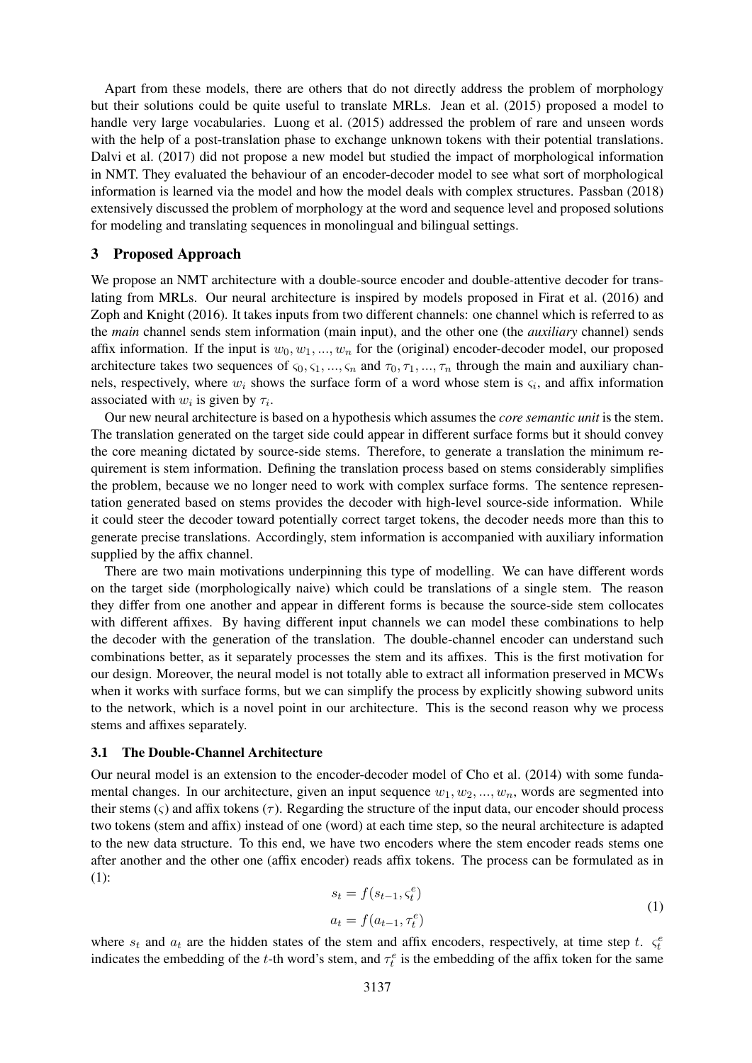Apart from these models, there are others that do not directly address the problem of morphology but their solutions could be quite useful to translate MRLs. Jean et al. (2015) proposed a model to handle very large vocabularies. Luong et al. (2015) addressed the problem of rare and unseen words with the help of a post-translation phase to exchange unknown tokens with their potential translations. Dalvi et al. (2017) did not propose a new model but studied the impact of morphological information in NMT. They evaluated the behaviour of an encoder-decoder model to see what sort of morphological information is learned via the model and how the model deals with complex structures. Passban (2018) extensively discussed the problem of morphology at the word and sequence level and proposed solutions for modeling and translating sequences in monolingual and bilingual settings.

## 3 Proposed Approach

We propose an NMT architecture with a double-source encoder and double-attentive decoder for translating from MRLs. Our neural architecture is inspired by models proposed in Firat et al. (2016) and Zoph and Knight (2016). It takes inputs from two different channels: one channel which is referred to as the *main* channel sends stem information (main input), and the other one (the *auxiliary* channel) sends affix information. If the input is $w_0, w_1, ..., w_n$ for the (original) encoder-decoder model, our proposed architecture takes two sequences of $\varsigma_0, \varsigma_1, ..., \varsigma_n$ and $\tau_0, \tau_1, ..., \tau_n$ through the main and auxiliary channels, respectively, where $w_i$ shows the surface form of a word whose stem is $\varsigma_i$, and affix information associated with $w_i$ is given by $\tau_i$.

Our new neural architecture is based on a hypothesis which assumes the *core semantic unit* is the stem. The translation generated on the target side could appear in different surface forms but it should convey the core meaning dictated by source-side stems. Therefore, to generate a translation the minimum requirement is stem information. Defining the translation process based on stems considerably simplifies the problem, because we no longer need to work with complex surface forms. The sentence representation generated based on stems provides the decoder with high-level source-side information. While it could steer the decoder toward potentially correct target tokens, the decoder needs more than this to generate precise translations. Accordingly, stem information is accompanied with auxiliary information supplied by the affix channel.

There are two main motivations underpinning this type of modelling. We can have different words on the target side (morphologically naive) which could be translations of a single stem. The reason they differ from one another and appear in different forms is because the source-side stem collocates with different affixes. By having different input channels we can model these combinations to help the decoder with the generation of the translation. The double-channel encoder can understand such combinations better, as it separately processes the stem and its affixes. This is the first motivation for our design. Moreover, the neural model is not totally able to extract all information preserved in MCWs when it works with surface forms, but we can simplify the process by explicitly showing subword units to the network, which is a novel point in our architecture. This is the second reason why we process stems and affixes separately.

### 3.1 The Double-Channel Architecture

Our neural model is an extension to the encoder-decoder model of Cho et al. (2014) with some fundamental changes. In our architecture, given an input sequence $w_1, w_2, ..., w_n$, words are segmented into their stems ($\varsigma$) and affix tokens ($\tau$). Regarding the structure of the input data, our encoder should process two tokens (stem and affix) instead of one (word) at each time step, so the neural architecture is adapted to the new data structure. To this end, we have two encoders where the stem encoder reads stems one after another and the other one (affix encoder) reads affix tokens. The process can be formulated as in (1):

$$
\begin{aligned}
s_t &= f(s_{t-1}, \varsigma_t^e) \\
a_t &= f(a_{t-1}, \tau_t^e)
\end{aligned}
\tag{1}
$$

where $s_t$ and $a_t$ are the hidden states of the stem and affix encoders, respectively, at time step $t$. $\varsigma_t^e$ indicates the embedding of the $t$-th word's stem, and $\tau_t^e$ is the embedding of the affix token for the same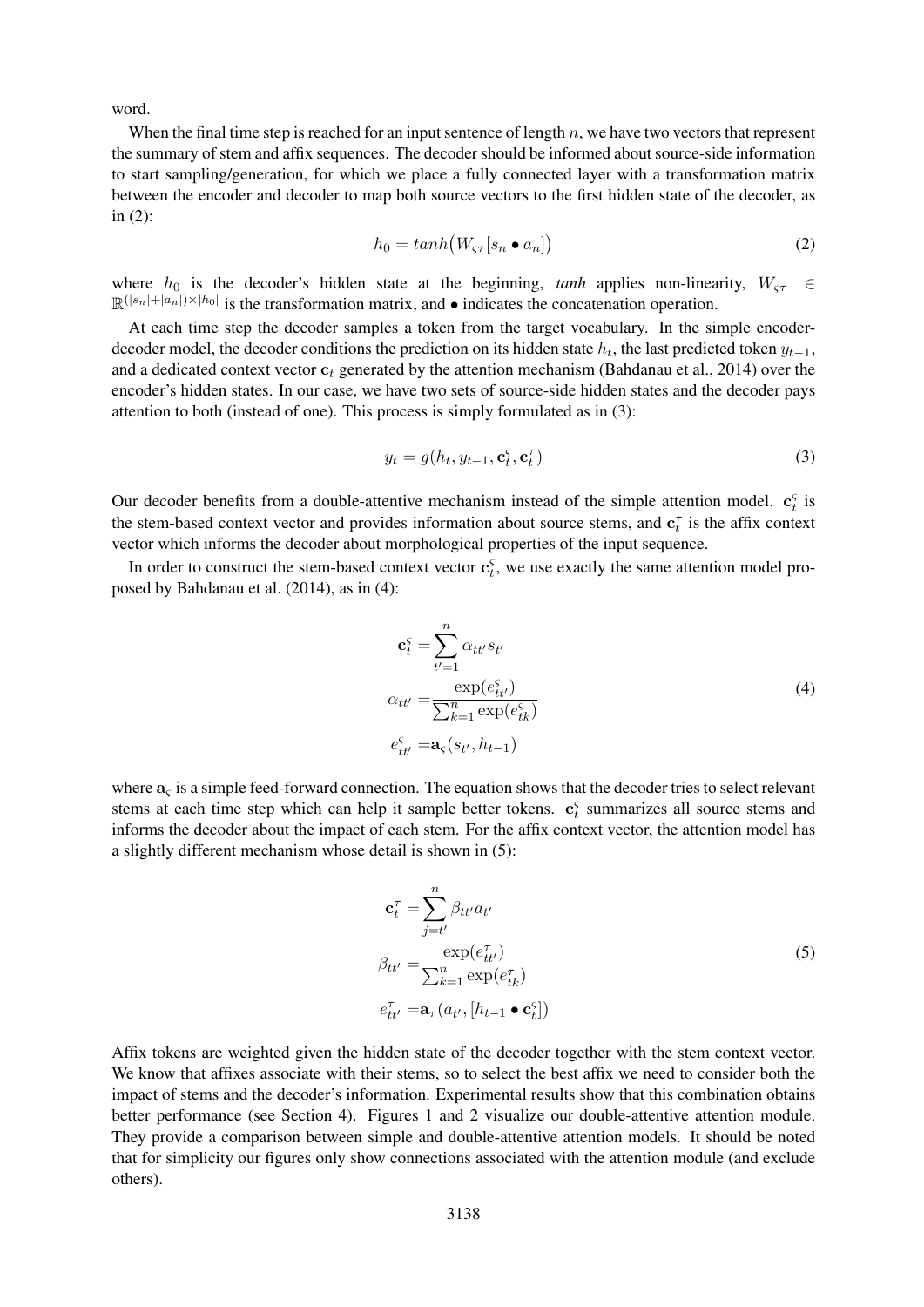word.

When the final time step is reached for an input sentence of length $n$, we have two vectors that represent the summary of stem and affix sequences. The decoder should be informed about source-side information to start sampling/generation, for which we place a fully connected layer with a transformation matrix between the encoder and decoder to map both source vectors to the first hidden state of the decoder, as in (2):

$$h_0 = tanh\big(W_{\varsigma\tau}[s_n \bullet a_n]\big) \tag{2}$$

where $h_0$ is the decoder's hidden state at the beginning, *tanh* applies non-linearity, $W_{\varsigma\tau} \in \mathbb{R}^{(|s_n|+|a_n|)\times|h_0|}$ is the transformation matrix, and $\bullet$ indicates the concatenation operation.

At each time step the decoder samples a token from the target vocabulary. In the simple encoder-decoder model, the decoder conditions the prediction on its hidden state $h_t$, the last predicted token $y_{t-1}$, and a dedicated context vector $\mathbf{c}_t$ generated by the attention mechanism (Bahdanau et al., 2014) over the encoder's hidden states. In our case, we have two sets of source-side hidden states and the decoder pays attention to both (instead of one). This process is simply formulated as in (3):

$$y_t = g(h_t, y_{t-1}, \mathbf{c}_t^{\varsigma}, \mathbf{c}_t^{\tau}) \tag{3}$$

Our decoder benefits from a double-attentive mechanism instead of the simple attention model. $\mathbf{c}_t^{\varsigma}$ is the stem-based context vector and provides information about source stems, and $\mathbf{c}_t^{\tau}$ is the affix context vector which informs the decoder about morphological properties of the input sequence.

In order to construct the stem-based context vector $\mathbf{c}_t^{\varsigma}$, we use exactly the same attention model proposed by Bahdanau et al. (2014), as in (4):

$$\begin{aligned}
\mathbf{c}_t^{\varsigma} &= \sum_{t'=1}^{n} \alpha_{tt'} s_{t'} \\
\alpha_{tt'} &= \frac{\exp(e_{tt'}^{\varsigma})}{\sum_{k=1}^{n} \exp(e_{tk}^{\varsigma})} \\
e_{tt'}^{\varsigma} &= \mathbf{a}_{\varsigma}(s_{t'}, h_{t-1})
\end{aligned} \tag{4}$$

where $\mathbf{a}_{\varsigma}$ is a simple feed-forward connection. The equation shows that the decoder tries to select relevant stems at each time step which can help it sample better tokens. $\mathbf{c}_t^{\varsigma}$ summarizes all source stems and informs the decoder about the impact of each stem. For the affix context vector, the attention model has a slightly different mechanism whose detail is shown in (5):

$$\begin{aligned}
\mathbf{c}_t^{\tau} &= \sum_{j=t'}^{n} \beta_{tt'} a_{t'} \\
\beta_{tt'} &= \frac{\exp(e_{tt'}^{\tau})}{\sum_{k=1}^{n} \exp(e_{tk}^{\tau})} \\
e_{tt'}^{\tau} &= \mathbf{a}_{\tau}(a_{t'}, [h_{t-1} \bullet \mathbf{c}_t^{\varsigma}])
\end{aligned} \tag{5}$$

Affix tokens are weighted given the hidden state of the decoder together with the stem context vector. We know that affixes associate with their stems, so to select the best affix we need to consider both the impact of stems and the decoder's information. Experimental results show that this combination obtains better performance (see Section 4). Figures 1 and 2 visualize our double-attentive attention module. They provide a comparison between simple and double-attentive attention models. It should be noted that for simplicity our figures only show connections associated with the attention module (and exclude others).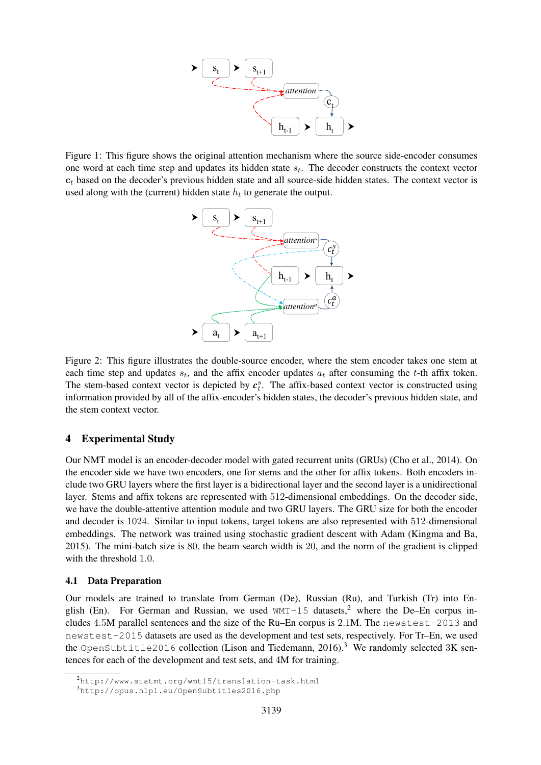Figure 1: This figure shows the original attention mechanism where the source side-encoder consumes one word at each time step and updates its hidden state $s_t$. The decoder constructs the context vector $\mathbf{c}_t$ based on the decoder's previous hidden state and all source-side hidden states. The context vector is used along with the (current) hidden state $h_t$ to generate the output.

Figure 2: This figure illustrates the double-source encoder, where the stem encoder takes one stem at each time step and updates $s_t$, and the affix encoder updates $a_t$ after consuming the $t$-th affix token. The stem-based context vector is depicted by $\boldsymbol{c}_t^s$. The affix-based context vector is constructed using information provided by all of the affix-encoder's hidden states, the decoder's previous hidden state, and the stem context vector.

## 4 Experimental Study

Our NMT model is an encoder-decoder model with gated recurrent units (GRUs) (Cho et al., 2014). On the encoder side we have two encoders, one for stems and the other for affix tokens. Both encoders include two GRU layers where the first layer is a bidirectional layer and the second layer is a unidirectional layer. Stems and affix tokens are represented with 512-dimensional embeddings. On the decoder side, we have the double-attentive attention module and two GRU layers. The GRU size for both the encoder and decoder is 1024. Similar to input tokens, target tokens are also represented with 512-dimensional embeddings. The network was trained using stochastic gradient descent with Adam (Kingma and Ba, 2015). The mini-batch size is 80, the beam search width is 20, and the norm of the gradient is clipped with the threshold 1.0.

### 4.1 Data Preparation

Our models are trained to translate from German (De), Russian (Ru), and Turkish (Tr) into English (En). For German and Russian, we used `WMT-15` datasets,[2] where the De–En corpus includes 4.5M parallel sentences and the size of the Ru–En corpus is 2.1M. The `newstest-2013` and `newstest-2015` datasets are used as the development and test sets, respectively. For Tr–En, we used the `OpenSubtitle2016` collection (Lison and Tiedemann, 2016).[3] We randomly selected 3K sentences for each of the development and test sets, and 4M for training.

[2] `http://www.statmt.org/wmt15/translation-task.html`

[3] `http://opus.nlpl.eu/OpenSubtitles2016.php`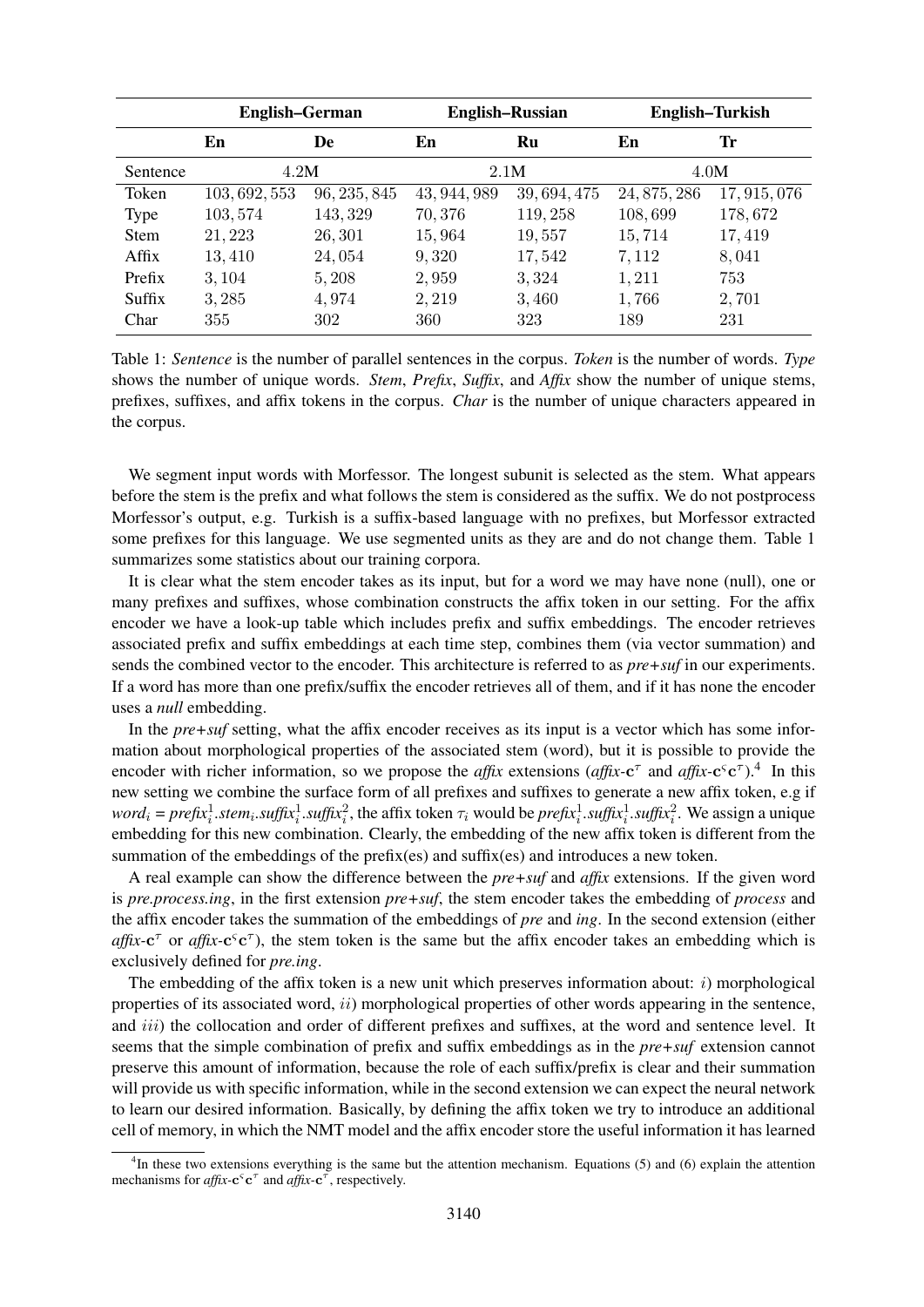| | English–German | | English–Russian | | English–Turkish | |
|---|---|---|---|---|---|---|
| | **En** | **De** | **En** | **Ru** | **En** | **Tr** |
| Sentence | 4.2M | | 2.1M | | 4.0M | |
| Token | 103,692,553 | 96,235,845 | 43,944,989 | 39,694,475 | 24,875,286 | 17,915,076 |
| Type | 103,574 | 143,329 | 70,376 | 119,258 | 108,699 | 178,672 |
| Stem | 21,223 | 26,301 | 15,964 | 19,557 | 15,714 | 17,419 |
| Affix | 13,410 | 24,054 | 9,320 | 17,542 | 7,112 | 8,041 |
| Prefix | 3,104 | 5,208 | 2,959 | 3,324 | 1,211 | 753 |
| Suffix | 3,285 | 4,974 | 2,219 | 3,460 | 1,766 | 2,701 |
| Char | 355 | 302 | 360 | 323 | 189 | 231 |

Table 1: *Sentence* is the number of parallel sentences in the corpus. *Token* is the number of words. *Type* shows the number of unique words. *Stem*, *Prefix*, *Suffix*, and *Affix* show the number of unique stems, prefixes, suffixes, and affix tokens in the corpus. *Char* is the number of unique characters appeared in the corpus.

We segment input words with Morfessor. The longest subunit is selected as the stem. What appears before the stem is the prefix and what follows the stem is considered as the suffix. We do not postprocess Morfessor's output, e.g. Turkish is a suffix-based language with no prefixes, but Morfessor extracted some prefixes for this language. We use segmented units as they are and do not change them. Table 1 summarizes some statistics about our training corpora.

It is clear what the stem encoder takes as its input, but for a word we may have none (null), one or many prefixes and suffixes, whose combination constructs the affix token in our setting. For the affix encoder we have a look-up table which includes prefix and suffix embeddings. The encoder retrieves associated prefix and suffix embeddings at each time step, combines them (via vector summation) and sends the combined vector to the encoder. This architecture is referred to as *pre+suf* in our experiments. If a word has more than one prefix/suffix the encoder retrieves all of them, and if it has none the encoder uses a *null* embedding.

In the *pre+suf* setting, what the affix encoder receives as its input is a vector which has some information about morphological properties of the associated stem (word), but it is possible to provide the encoder with richer information, so we propose the *affix* extensions (*affix*-$\mathbf{c}^{\tau}$ and *affix*-$\mathbf{c}^{\varsigma}\mathbf{c}^{\tau}$).[4] In this new setting we combine the surface form of all prefixes and suffixes to generate a new affix token, e.g if $word_i$ = $prefix_i^1.stem_i.suffix_i^1.suffix_i^2$, the affix token $\tau_i$ would be $prefix_i^1.suffix_i^1.suffix_i^2$. We assign a unique embedding for this new combination. Clearly, the embedding of the new affix token is different from the summation of the embeddings of the prefix(es) and suffix(es) and introduces a new token.

A real example can show the difference between the *pre+suf* and *affix* extensions. If the given word is *pre.process.ing*, in the first extension *pre+suf*, the stem encoder takes the embedding of *process* and the affix encoder takes the summation of the embeddings of *pre* and *ing*. In the second extension (either *affix*-$\mathbf{c}^{\tau}$ or *affix*-$\mathbf{c}^{\varsigma}\mathbf{c}^{\tau}$), the stem token is the same but the affix encoder takes an embedding which is exclusively defined for *pre.ing*.

The embedding of the affix token is a new unit which preserves information about: $i$) morphological properties of its associated word, $ii$) morphological properties of other words appearing in the sentence, and $iii$) the collocation and order of different prefixes and suffixes, at the word and sentence level. It seems that the simple combination of prefix and suffix embeddings as in the *pre+suf* extension cannot preserve this amount of information, because the role of each suffix/prefix is clear and their summation will provide us with specific information, while in the second extension we can expect the neural network to learn our desired information. Basically, by defining the affix token we try to introduce an additional cell of memory, in which the NMT model and the affix encoder store the useful information it has learned

[4] In these two extensions everything is the same but the attention mechanism. Equations (5) and (6) explain the attention mechanisms for *affix*-$\mathbf{c}^{\varsigma}\mathbf{c}^{\tau}$ and *affix*-$\mathbf{c}^{\tau}$, respectively.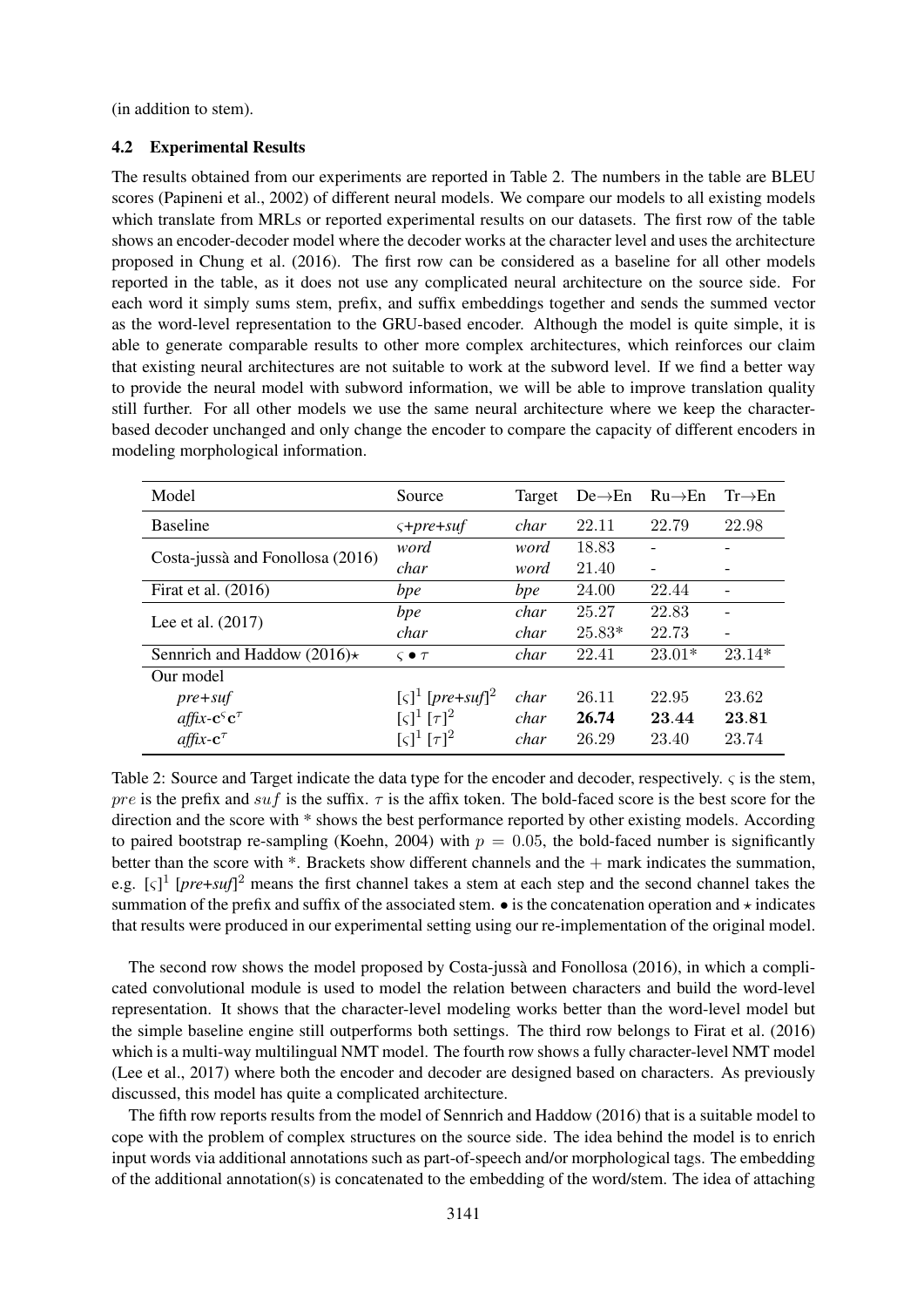(in addition to stem).

### 4.2 Experimental Results

The results obtained from our experiments are reported in Table 2. The numbers in the table are BLEU scores (Papineni et al., 2002) of different neural models. We compare our models to all existing models which translate from MRLs or reported experimental results on our datasets. The first row of the table shows an encoder-decoder model where the decoder works at the character level and uses the architecture proposed in Chung et al. (2016). The first row can be considered as a baseline for all other models reported in the table, as it does not use any complicated neural architecture on the source side. For each word it simply sums stem, prefix, and suffix embeddings together and sends the summed vector as the word-level representation to the GRU-based encoder. Although the model is quite simple, it is able to generate comparable results to other more complex architectures, which reinforces our claim that existing neural architectures are not suitable to work at the subword level. If we find a better way to provide the neural model with subword information, we will be able to improve translation quality still further. For all other models we use the same neural architecture where we keep the character-based decoder unchanged and only change the encoder to compare the capacity of different encoders in modeling morphological information.

| Model | Source | Target | De→En | Ru→En | Tr→En |
|---|---|---|---|---|---|
| Baseline | $\varsigma$+*pre*+*suf* | *char* | 22.11 | 22.79 | 22.98 |
| Costa-jussà and Fonollosa (2016) | *word* | *word* | 18.83 | - | - |
| | *char* | *word* | 21.40 | - | - |
| Firat et al. (2016) | *bpe* | *bpe* | 24.00 | 22.44 | - |
| Lee et al. (2017) | *bpe* | *char* | 25.27 | 22.83 | - |
| | *char* | *char* | 25.83* | 22.73 | - |
| Sennrich and Haddow (2016)⋆ | $\varsigma \bullet \tau$ | *char* | 22.41 | 23.01* | 23.14* |
| Our model | | | | | |
| *pre+suf* | $[\varsigma]^1$ $[pre{+}suf]^2$ | *char* | 26.11 | 22.95 | 23.62 |
| *affix*-$\mathbf{c}^{\varsigma}\mathbf{c}^{\tau}$ | $[\varsigma]^1$ $[\tau]^2$ | *char* | **26.74** | **23.44** | **23.81** |
| *affix*-$\mathbf{c}^{\tau}$ | $[\varsigma]^1$ $[\tau]^2$ | *char* | 26.29 | 23.40 | 23.74 |

Table 2: Source and Target indicate the data type for the encoder and decoder, respectively. $\varsigma$ is the stem, $pre$ is the prefix and $suf$ is the suffix. $\tau$ is the affix token. The bold-faced score is the best score for the direction and the score with * shows the best performance reported by other existing models. According to paired bootstrap re-sampling (Koehn, 2004) with $p = 0.05$, the bold-faced number is significantly better than the score with *. Brackets show different channels and the $+$ mark indicates the summation, e.g. $[\varsigma]^1$ $[pre{+}suf]^2$ means the first channel takes a stem at each step and the second channel takes the summation of the prefix and suffix of the associated stem. $\bullet$ is the concatenation operation and ⋆ indicates that results were produced in our experimental setting using our re-implementation of the original model.

The second row shows the model proposed by Costa-jussà and Fonollosa (2016), in which a complicated convolutional module is used to model the relation between characters and build the word-level representation. It shows that the character-level modeling works better than the word-level model but the simple baseline engine still outperforms both settings. The third row belongs to Firat et al. (2016) which is a multi-way multilingual NMT model. The fourth row shows a fully character-level NMT model (Lee et al., 2017) where both the encoder and decoder are designed based on characters. As previously discussed, this model has quite a complicated architecture.

The fifth row reports results from the model of Sennrich and Haddow (2016) that is a suitable model to cope with the problem of complex structures on the source side. The idea behind the model is to enrich input words via additional annotations such as part-of-speech and/or morphological tags. The embedding of the additional annotation(s) is concatenated to the embedding of the word/stem. The idea of attaching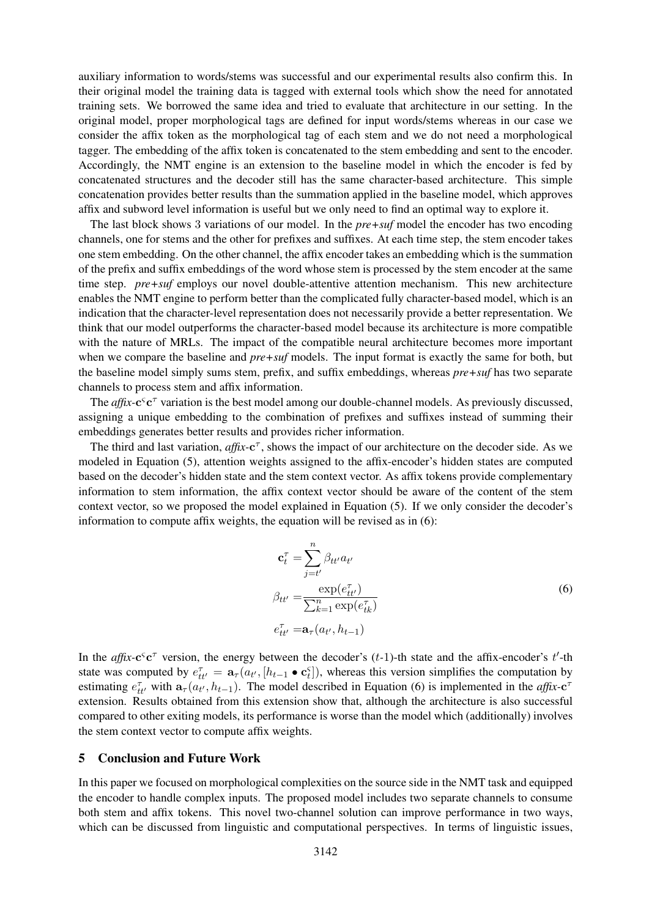auxiliary information to words/stems was successful and our experimental results also confirm this. In their original model the training data is tagged with external tools which show the need for annotated training sets. We borrowed the same idea and tried to evaluate that architecture in our setting. In the original model, proper morphological tags are defined for input words/stems whereas in our case we consider the affix token as the morphological tag of each stem and we do not need a morphological tagger. The embedding of the affix token is concatenated to the stem embedding and sent to the encoder. Accordingly, the NMT engine is an extension to the baseline model in which the encoder is fed by concatenated structures and the decoder still has the same character-based architecture. This simple concatenation provides better results than the summation applied in the baseline model, which approves affix and subword level information is useful but we only need to find an optimal way to explore it.

The last block shows 3 variations of our model. In the *pre+suf* model the encoder has two encoding channels, one for stems and the other for prefixes and suffixes. At each time step, the stem encoder takes one stem embedding. On the other channel, the affix encoder takes an embedding which is the summation of the prefix and suffix embeddings of the word whose stem is processed by the stem encoder at the same time step. *pre+suf* employs our novel double-attentive attention mechanism. This new architecture enables the NMT engine to perform better than the complicated fully character-based model, which is an indication that the character-level representation does not necessarily provide a better representation. We think that our model outperforms the character-based model because its architecture is more compatible with the nature of MRLs. The impact of the compatible neural architecture becomes more important when we compare the baseline and *pre+suf* models. The input format is exactly the same for both, but the baseline model simply sums stem, prefix, and suffix embeddings, whereas *pre+suf* has two separate channels to process stem and affix information.

The *affix*-$\mathbf{c}^{\varsigma}\mathbf{c}^{\tau}$ variation is the best model among our double-channel models. As previously discussed, assigning a unique embedding to the combination of prefixes and suffixes instead of summing their embeddings generates better results and provides richer information.

The third and last variation, *affix*-$\mathbf{c}^{\tau}$, shows the impact of our architecture on the decoder side. As we modeled in Equation (5), attention weights assigned to the affix-encoder's hidden states are computed based on the decoder's hidden state and the stem context vector. As affix tokens provide complementary information to stem information, the affix context vector should be aware of the content of the stem context vector, so we proposed the model explained in Equation (5). If we only consider the decoder's information to compute affix weights, the equation will be revised as in (6):

$$
\begin{aligned}
\mathbf{c}_t^{\tau} &= \sum_{j=t'}^{n} \beta_{tt'} a_{t'} \\
\beta_{tt'} &= \frac{\exp(e_{tt'}^{\tau})}{\sum_{k=1}^{n} \exp(e_{tk}^{\tau})} \\
e_{tt'}^{\tau} &= \mathbf{a}_{\tau}(a_{t'}, h_{t-1})
\end{aligned}
\tag{6}
$$

In the *affix*-$\mathbf{c}^{\varsigma}\mathbf{c}^{\tau}$ version, the energy between the decoder's ($t$-1)-th state and the affix-encoder's $t'$-th state was computed by $e_{tt'}^{\tau} = \mathbf{a}_{\tau}(a_{t'}, [h_{t-1} \bullet \mathbf{c}_t^{\varsigma}])$, whereas this version simplifies the computation by estimating $e_{tt'}^{\tau}$ with $\mathbf{a}_{\tau}(a_{t'}, h_{t-1})$. The model described in Equation (6) is implemented in the *affix*-$\mathbf{c}^{\tau}$ extension. Results obtained from this extension show that, although the architecture is also successful compared to other exiting models, its performance is worse than the model which (additionally) involves the stem context vector to compute affix weights.

## 5 Conclusion and Future Work

In this paper we focused on morphological complexities on the source side in the NMT task and equipped the encoder to handle complex inputs. The proposed model includes two separate channels to consume both stem and affix tokens. This novel two-channel solution can improve performance in two ways, which can be discussed from linguistic and computational perspectives. In terms of linguistic issues,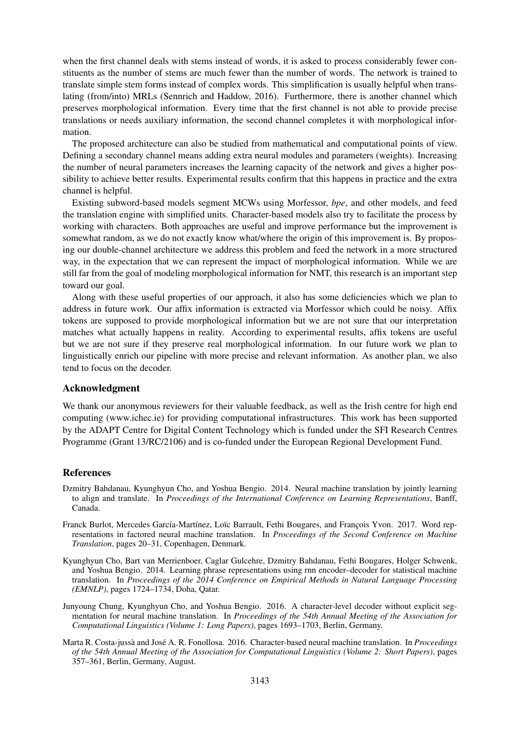when the first channel deals with stems instead of words, it is asked to process considerably fewer constituents as the number of stems are much fewer than the number of words. The network is trained to translate simple stem forms instead of complex words. This simplification is usually helpful when translating (from/into) MRLs (Sennrich and Haddow, 2016). Furthermore, there is another channel which preserves morphological information. Every time that the first channel is not able to provide precise translations or needs auxiliary information, the second channel completes it with morphological information.

The proposed architecture can also be studied from mathematical and computational points of view. Defining a secondary channel means adding extra neural modules and parameters (weights). Increasing the number of neural parameters increases the learning capacity of the network and gives a higher possibility to achieve better results. Experimental results confirm that this happens in practice and the extra channel is helpful.

Existing subword-based models segment MCWs using Morfessor, *bpe*, and other models, and feed the translation engine with simplified units. Character-based models also try to facilitate the process by working with characters. Both approaches are useful and improve performance but the improvement is somewhat random, as we do not exactly know what/where the origin of this improvement is. By proposing our double-channel architecture we address this problem and feed the network in a more structured way, in the expectation that we can represent the impact of morphological information. While we are still far from the goal of modeling morphological information for NMT, this research is an important step toward our goal.

Along with these useful properties of our approach, it also has some deficiencies which we plan to address in future work. Our affix information is extracted via Morfessor which could be noisy. Affix tokens are supposed to provide morphological information but we are not sure that our interpretation matches what actually happens in reality. According to experimental results, affix tokens are useful but we are not sure if they preserve real morphological information. In our future work we plan to linguistically enrich our pipeline with more precise and relevant information. As another plan, we also tend to focus on the decoder.

## Acknowledgment

We thank our anonymous reviewers for their valuable feedback, as well as the Irish centre for high end computing (www.ichec.ie) for providing computational infrastructures. This work has been supported by the ADAPT Centre for Digital Content Technology which is funded under the SFI Research Centres Programme (Grant 13/RC/2106) and is co-funded under the European Regional Development Fund.

## References

Dzmitry Bahdanau, Kyunghyun Cho, and Yoshua Bengio. 2014. Neural machine translation by jointly learning to align and translate. In *Proceedings of the International Conference on Learning Representations*, Banff, Canada.

Franck Burlot, Mercedes García-Martínez, Loïc Barrault, Fethi Bougares, and François Yvon. 2017. Word representations in factored neural machine translation. In *Proceedings of the Second Conference on Machine Translation*, pages 20–31, Copenhagen, Denmark.

Kyunghyun Cho, Bart van Merrienboer, Caglar Gulcehre, Dzmitry Bahdanau, Fethi Bougares, Holger Schwenk, and Yoshua Bengio. 2014. Learning phrase representations using rnn encoder–decoder for statistical machine translation. In *Proceedings of the 2014 Conference on Empirical Methods in Natural Language Processing (EMNLP)*, pages 1724–1734, Doha, Qatar.

Junyoung Chung, Kyunghyun Cho, and Yoshua Bengio. 2016. A character-level decoder without explicit segmentation for neural machine translation. In *Proceedings of the 54th Annual Meeting of the Association for Computational Linguistics (Volume 1: Long Papers)*, pages 1693–1703, Berlin, Germany.

Marta R. Costa-jussà and José A. R. Fonollosa. 2016. Character-based neural machine translation. In *Proceedings of the 54th Annual Meeting of the Association for Computational Linguistics (Volume 2: Short Papers)*, pages 357–361, Berlin, Germany, August.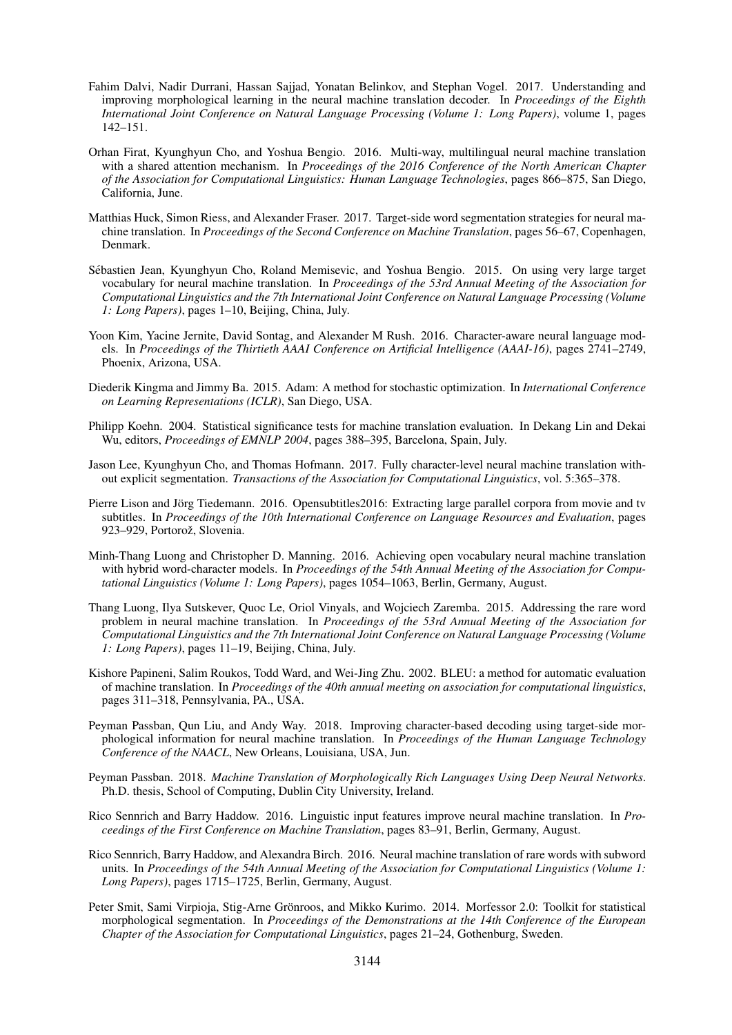Fahim Dalvi, Nadir Durrani, Hassan Sajjad, Yonatan Belinkov, and Stephan Vogel. 2017. Understanding and improving morphological learning in the neural machine translation decoder. In *Proceedings of the Eighth International Joint Conference on Natural Language Processing (Volume 1: Long Papers)*, volume 1, pages 142–151.

Orhan Firat, Kyunghyun Cho, and Yoshua Bengio. 2016. Multi-way, multilingual neural machine translation with a shared attention mechanism. In *Proceedings of the 2016 Conference of the North American Chapter of the Association for Computational Linguistics: Human Language Technologies*, pages 866–875, San Diego, California, June.

Matthias Huck, Simon Riess, and Alexander Fraser. 2017. Target-side word segmentation strategies for neural machine translation. In *Proceedings of the Second Conference on Machine Translation*, pages 56–67, Copenhagen, Denmark.

Sébastien Jean, Kyunghyun Cho, Roland Memisevic, and Yoshua Bengio. 2015. On using very large target vocabulary for neural machine translation. In *Proceedings of the 53rd Annual Meeting of the Association for Computational Linguistics and the 7th International Joint Conference on Natural Language Processing (Volume 1: Long Papers)*, pages 1–10, Beijing, China, July.

Yoon Kim, Yacine Jernite, David Sontag, and Alexander M Rush. 2016. Character-aware neural language models. In *Proceedings of the Thirtieth AAAI Conference on Artificial Intelligence (AAAI-16)*, pages 2741–2749, Phoenix, Arizona, USA.

Diederik Kingma and Jimmy Ba. 2015. Adam: A method for stochastic optimization. In *International Conference on Learning Representations (ICLR)*, San Diego, USA.

Philipp Koehn. 2004. Statistical significance tests for machine translation evaluation. In Dekang Lin and Dekai Wu, editors, *Proceedings of EMNLP 2004*, pages 388–395, Barcelona, Spain, July.

Jason Lee, Kyunghyun Cho, and Thomas Hofmann. 2017. Fully character-level neural machine translation without explicit segmentation. *Transactions of the Association for Computational Linguistics*, vol. 5:365–378.

Pierre Lison and Jörg Tiedemann. 2016. Opensubtitles2016: Extracting large parallel corpora from movie and tv subtitles. In *Proceedings of the 10th International Conference on Language Resources and Evaluation*, pages 923–929, Portorož, Slovenia.

Minh-Thang Luong and Christopher D. Manning. 2016. Achieving open vocabulary neural machine translation with hybrid word-character models. In *Proceedings of the 54th Annual Meeting of the Association for Computational Linguistics (Volume 1: Long Papers)*, pages 1054–1063, Berlin, Germany, August.

Thang Luong, Ilya Sutskever, Quoc Le, Oriol Vinyals, and Wojciech Zaremba. 2015. Addressing the rare word problem in neural machine translation. In *Proceedings of the 53rd Annual Meeting of the Association for Computational Linguistics and the 7th International Joint Conference on Natural Language Processing (Volume 1: Long Papers)*, pages 11–19, Beijing, China, July.

Kishore Papineni, Salim Roukos, Todd Ward, and Wei-Jing Zhu. 2002. BLEU: a method for automatic evaluation of machine translation. In *Proceedings of the 40th annual meeting on association for computational linguistics*, pages 311–318, Pennsylvania, PA., USA.

Peyman Passban, Qun Liu, and Andy Way. 2018. Improving character-based decoding using target-side morphological information for neural machine translation. In *Proceedings of the Human Language Technology Conference of the NAACL*, New Orleans, Louisiana, USA, Jun.

Peyman Passban. 2018. *Machine Translation of Morphologically Rich Languages Using Deep Neural Networks*. Ph.D. thesis, School of Computing, Dublin City University, Ireland.

Rico Sennrich and Barry Haddow. 2016. Linguistic input features improve neural machine translation. In *Proceedings of the First Conference on Machine Translation*, pages 83–91, Berlin, Germany, August.

Rico Sennrich, Barry Haddow, and Alexandra Birch. 2016. Neural machine translation of rare words with subword units. In *Proceedings of the 54th Annual Meeting of the Association for Computational Linguistics (Volume 1: Long Papers)*, pages 1715–1725, Berlin, Germany, August.

Peter Smit, Sami Virpioja, Stig-Arne Grönroos, and Mikko Kurimo. 2014. Morfessor 2.0: Toolkit for statistical morphological segmentation. In *Proceedings of the Demonstrations at the 14th Conference of the European Chapter of the Association for Computational Linguistics*, pages 21–24, Gothenburg, Sweden.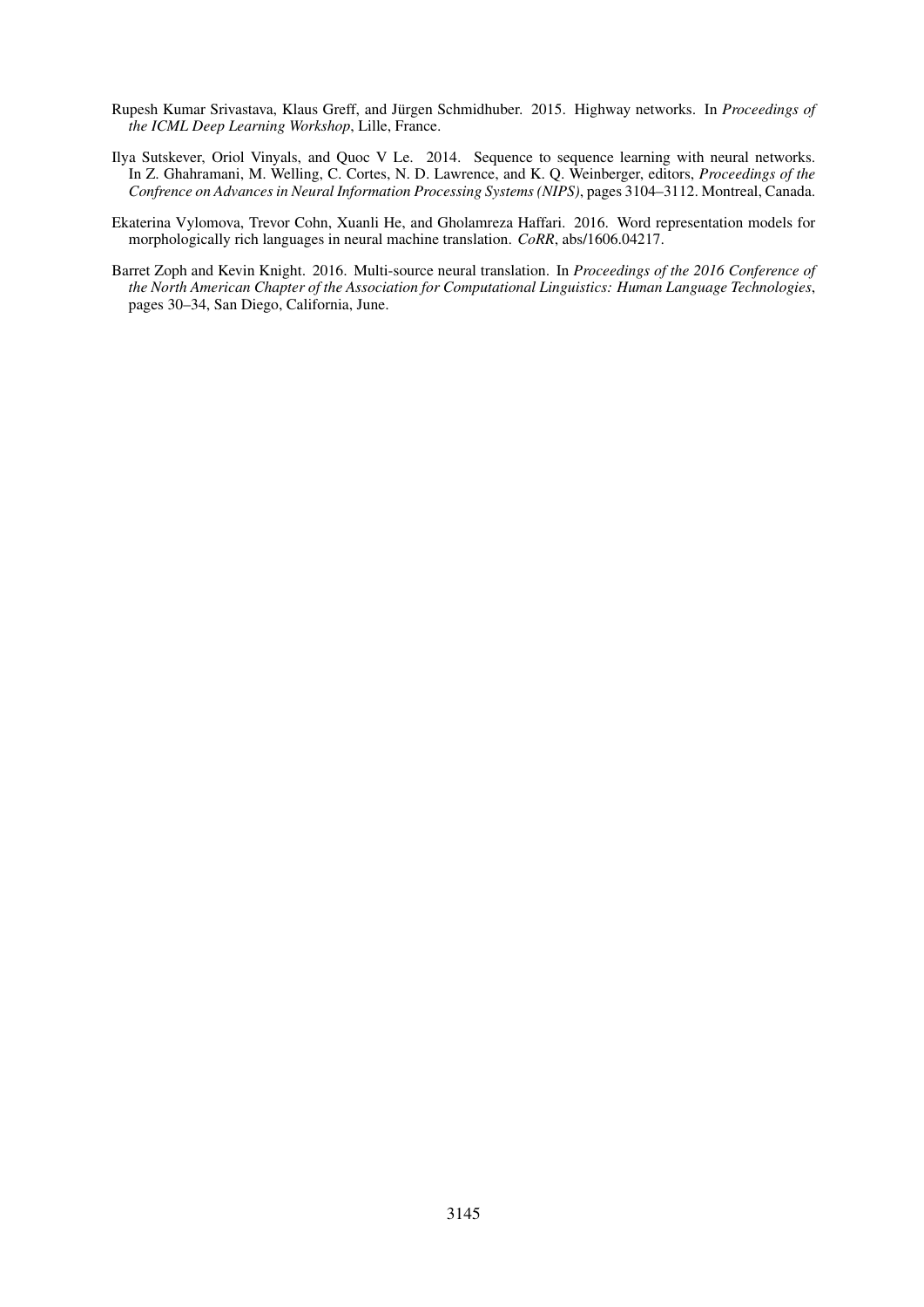Rupesh Kumar Srivastava, Klaus Greff, and Jürgen Schmidhuber. 2015. Highway networks. In *Proceedings of the ICML Deep Learning Workshop*, Lille, France.

Ilya Sutskever, Oriol Vinyals, and Quoc V Le. 2014. Sequence to sequence learning with neural networks. In Z. Ghahramani, M. Welling, C. Cortes, N. D. Lawrence, and K. Q. Weinberger, editors, *Proceedings of the Confrence on Advances in Neural Information Processing Systems (NIPS)*, pages 3104–3112. Montreal, Canada.

Ekaterina Vylomova, Trevor Cohn, Xuanli He, and Gholamreza Haffari. 2016. Word representation models for morphologically rich languages in neural machine translation. *CoRR*, abs/1606.04217.

Barret Zoph and Kevin Knight. 2016. Multi-source neural translation. In *Proceedings of the 2016 Conference of the North American Chapter of the Association for Computational Linguistics: Human Language Technologies*, pages 30–34, San Diego, California, June.